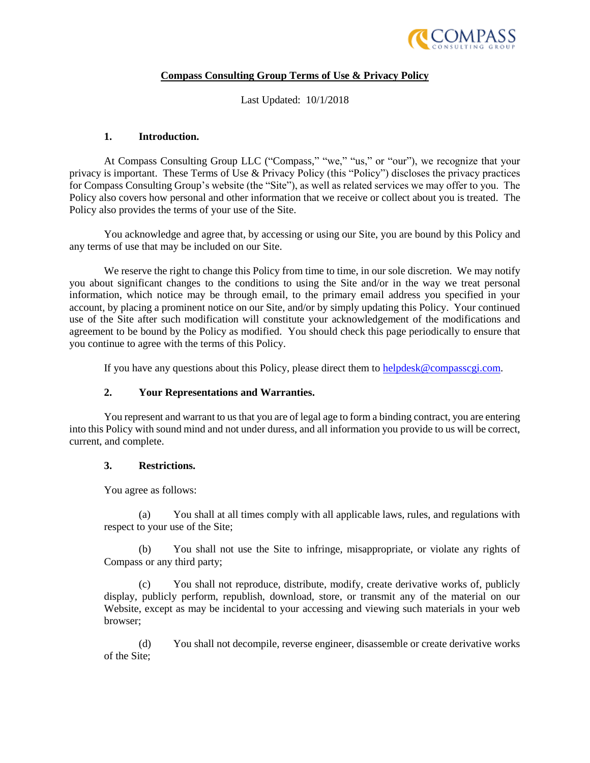# Compass Consulting Group Terms of Use & Privacy Policy

Last Updated: 10/1/2018

## 1. Introduction.

At Compass Consulting Group LLC ("Compass," "we," "us," or "our"), we recognize that your privacy is important. These Terms of Use & Privacy Policy (this "Policy") discloses the privacy practices for Compass Consulting Group's website (the "Site"), as well as related services we may offer to you. The Policy also covers how personal and other information that we receive or collect about you is treated. The Policy also provides the terms of your use of the Site.

You acknowledge and agree that, by accessing or using our Site, you are bound by this Policy and any terms of use that may be included on our Site.

We reserve the right to change this Policy from time to time, in our sole discretion. We may notify you about significant changes to the conditions to using the Site and/or in the way we treat personal information, which notice may be through email, to the primary email address you specified in your account, by placing a prominent notice on our Site, and/or by simply updating this Policy. Your continued use of the Site after such modification will constitute your acknowledgement of the modifications and agreement to be bound by the Policy as modified. You should check this page periodically to ensure that you continue to agree with the terms of this Policy.

If you have any questions about this Policy, please direct them to helpdesk@compasscgi.com.

## 2. Your Representations and Warranties.

You represent and warrant to us that you are of legal age to form a binding contract, you are entering into this Policy with sound mind and not under duress, and all information you provide to us will be correct, current, and complete.

## 3. Restrictions.

You agree as follows:

(a) You shall at all times comply with all applicable laws, rules, and regulations with respect to your use of the Site;

(b) You shall not use the Site to infringe, misappropriate, or violate any rights of Compass or any third party;

(c) You shall not reproduce, distribute, modify, create derivative works of, publicly display, publicly perform, republish, download, store, or transmit any of the material on our Website, except as may be incidental to your accessing and viewing such materials in your web browser;

(d) You shall not decompile, reverse engineer, disassemble or create derivative works of the Site;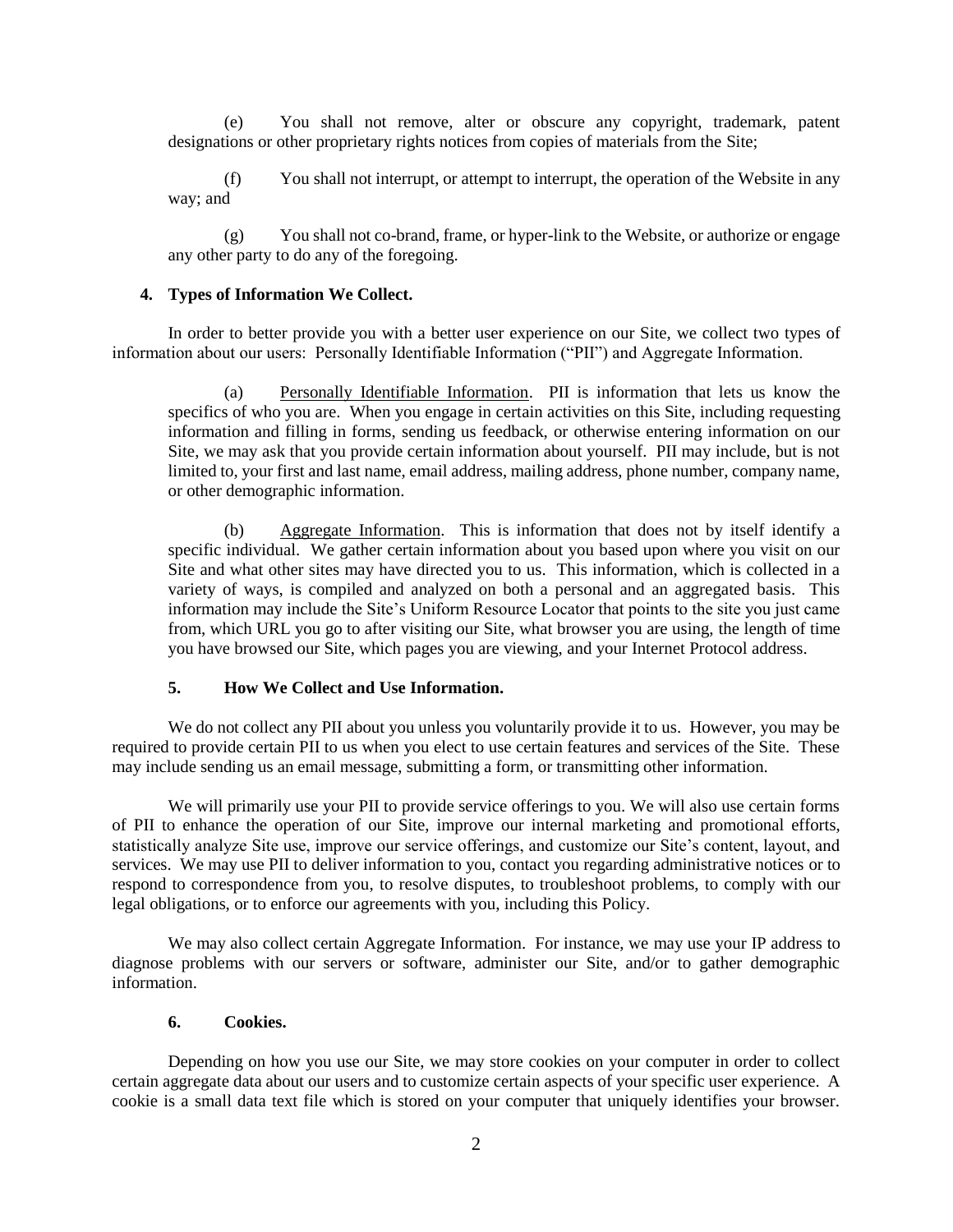(e) You shall not remove, alter or obscure any copyright, trademark, patent designations or other proprietary rights notices from copies of materials from the Site;

(f) You shall not interrupt, or attempt to interrupt, the operation of the Website in any way; and

(g) You shall not co-brand, frame, or hyper-link to the Website, or authorize or engage any other party to do any of the foregoing.

### 4. Types of Information We Collect.

In order to better provide you with a better user experience on our Site, we collect two types of information about our users: Personally Identifiable Information ("PII") and Aggregate Information.

(a) Personally Identifiable Information. PII is information that lets us know the specifics of who you are. When you engage in certain activities on this Site, including requesting information and filling in forms, sending us feedback, or otherwise entering information on our Site, we may ask that you provide certain information about yourself. PII may include, but is not limited to, your first and last name, email address, mailing address, phone number, company name, or other demographic information.

(b) Aggregate Information. This is information that does not by itself identify a specific individual. We gather certain information about you based upon where you visit on our Site and what other sites may have directed you to us. This information, which is collected in a variety of ways, is compiled and analyzed on both a personal and an aggregated basis. This information may include the Site's Uniform Resource Locator that points to the site you just came from, which URL you go to after visiting our Site, what browser you are using, the length of time you have browsed our Site, which pages you are viewing, and your Internet Protocol address.

### 5. How We Collect and Use Information.

We do not collect any PII about you unless you voluntarily provide it to us. However, you may be required to provide certain PII to us when you elect to use certain features and services of the Site. These may include sending us an email message, submitting a form, or transmitting other information.

We will primarily use your PII to provide service offerings to you. We will also use certain forms of PII to enhance the operation of our Site, improve our internal marketing and promotional efforts, statistically analyze Site use, improve our service offerings, and customize our Site's content, layout, and services. We may use PII to deliver information to you, contact you regarding administrative notices or to respond to correspondence from you, to resolve disputes, to troubleshoot problems, to comply with our legal obligations, or to enforce our agreements with you, including this Policy.

We may also collect certain Aggregate Information. For instance, we may use your IP address to diagnose problems with our servers or software, administer our Site, and/or to gather demographic information.

### 6. Cookies.

Depending on how you use our Site, we may store cookies on your computer in order to collect certain aggregate data about our users and to customize certain aspects of your specific user experience. A cookie is a small data text file which is stored on your computer that uniquely identifies your browser.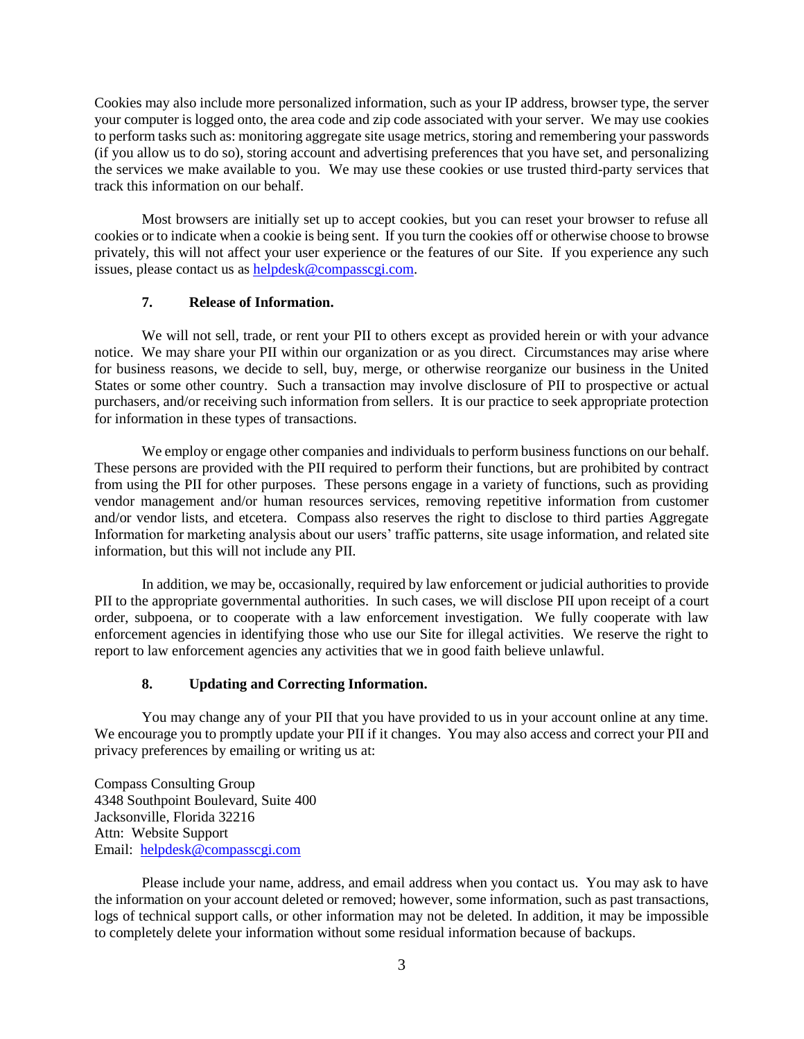Cookies may also include more personalized information, such as your IP address, browser type, the server your computer is logged onto, the area code and zip code associated with your server. We may use cookies to perform tasks such as: monitoring aggregate site usage metrics, storing and remembering your passwords (if you allow us to do so), storing account and advertising preferences that you have set, and personalizing the services we make available to you. We may use these cookies or use trusted third-party services that track this information on our behalf.

Most browsers are initially set up to accept cookies, but you can reset your browser to refuse all cookies or to indicate when a cookie is being sent. If you turn the cookies off or otherwise choose to browse privately, this will not affect your user experience or the features of our Site. If you experience any such issues, please contact us as helpdesk@compasscgi.com.

### 7. Release of Information.

We will not sell, trade, or rent your PII to others except as provided herein or with your advance notice. We may share your PII within our organization or as you direct. Circumstances may arise where for business reasons, we decide to sell, buy, merge, or otherwise reorganize our business in the United States or some other country. Such a transaction may involve disclosure of PII to prospective or actual purchasers, and/or receiving such information from sellers. It is our practice to seek appropriate protection for information in these types of transactions.

We employ or engage other companies and individuals to perform business functions on our behalf. These persons are provided with the PII required to perform their functions, but are prohibited by contract from using the PII for other purposes. These persons engage in a variety of functions, such as providing vendor management and/or human resources services, removing repetitive information from customer and/or vendor lists, and etcetera. Compass also reserves the right to disclose to third parties Aggregate Information for marketing analysis about our users' traffic patterns, site usage information, and related site information, but this will not include any PII.

In addition, we may be, occasionally, required by law enforcement or judicial authorities to provide PII to the appropriate governmental authorities. In such cases, we will disclose PII upon receipt of a court order, subpoena, or to cooperate with a law enforcement investigation. We fully cooperate with law enforcement agencies in identifying those who use our Site for illegal activities. We reserve the right to report to law enforcement agencies any activities that we in good faith believe unlawful.

### 8. Updating and Correcting Information.

You may change any of your PII that you have provided to us in your account online at any time. We encourage you to promptly update your PII if it changes. You may also access and correct your PII and privacy preferences by emailing or writing us at:

Compass Consulting Group
4348 Southpoint Boulevard, Suite 400
Jacksonville, Florida 32216
Attn: Website Support
Email: helpdesk@compasscgi.com

Please include your name, address, and email address when you contact us. You may ask to have the information on your account deleted or removed; however, some information, such as past transactions, logs of technical support calls, or other information may not be deleted. In addition, it may be impossible to completely delete your information without some residual information because of backups.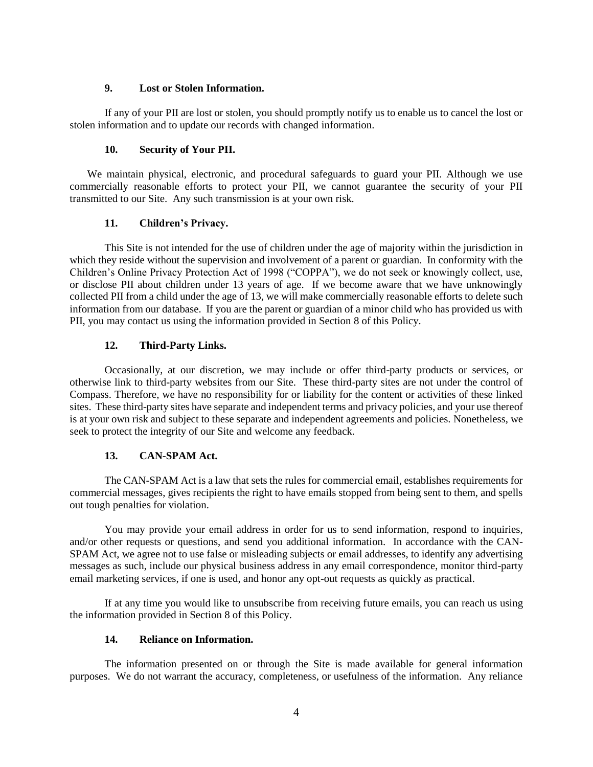### 9. Lost or Stolen Information.

If any of your PII are lost or stolen, you should promptly notify us to enable us to cancel the lost or stolen information and to update our records with changed information.

### 10. Security of Your PII.

We maintain physical, electronic, and procedural safeguards to guard your PII. Although we use commercially reasonable efforts to protect your PII, we cannot guarantee the security of your PII transmitted to our Site. Any such transmission is at your own risk.

### 11. Children's Privacy.

This Site is not intended for the use of children under the age of majority within the jurisdiction in which they reside without the supervision and involvement of a parent or guardian. In conformity with the Children's Online Privacy Protection Act of 1998 ("COPPA"), we do not seek or knowingly collect, use, or disclose PII about children under 13 years of age. If we become aware that we have unknowingly collected PII from a child under the age of 13, we will make commercially reasonable efforts to delete such information from our database. If you are the parent or guardian of a minor child who has provided us with PII, you may contact us using the information provided in Section 8 of this Policy.

### 12. Third-Party Links.

Occasionally, at our discretion, we may include or offer third-party products or services, or otherwise link to third-party websites from our Site. These third-party sites are not under the control of Compass. Therefore, we have no responsibility for or liability for the content or activities of these linked sites. These third-party sites have separate and independent terms and privacy policies, and your use thereof is at your own risk and subject to these separate and independent agreements and policies. Nonetheless, we seek to protect the integrity of our Site and welcome any feedback.

### 13. CAN-SPAM Act.

The CAN-SPAM Act is a law that sets the rules for commercial email, establishes requirements for commercial messages, gives recipients the right to have emails stopped from being sent to them, and spells out tough penalties for violation.

You may provide your email address in order for us to send information, respond to inquiries, and/or other requests or questions, and send you additional information. In accordance with the CAN-SPAM Act, we agree not to use false or misleading subjects or email addresses, to identify any advertising messages as such, include our physical business address in any email correspondence, monitor third-party email marketing services, if one is used, and honor any opt-out requests as quickly as practical.

If at any time you would like to unsubscribe from receiving future emails, you can reach us using the information provided in Section 8 of this Policy.

### 14. Reliance on Information.

The information presented on or through the Site is made available for general information purposes. We do not warrant the accuracy, completeness, or usefulness of the information. Any reliance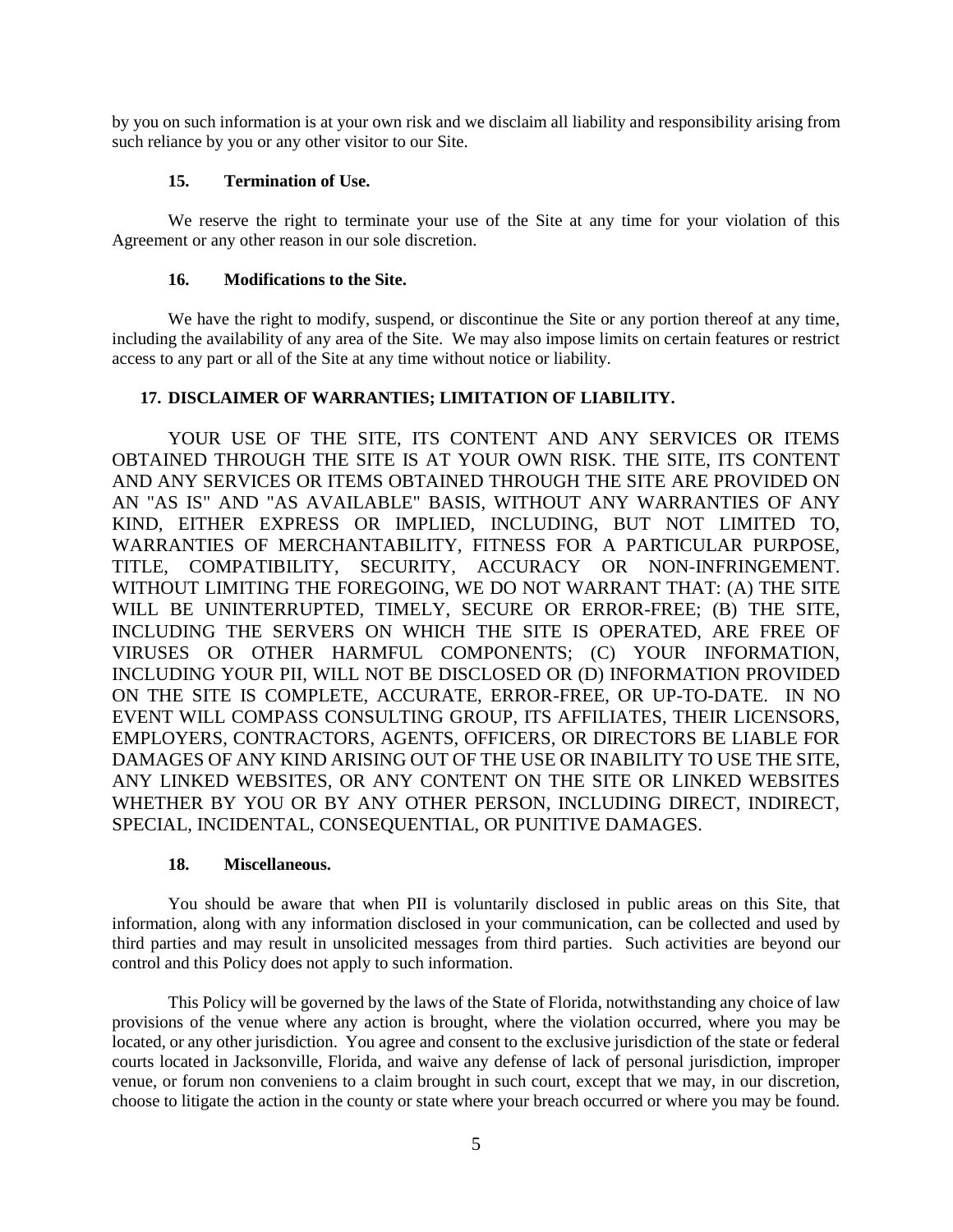by you on such information is at your own risk and we disclaim all liability and responsibility arising from such reliance by you or any other visitor to our Site.

### 15. Termination of Use.

We reserve the right to terminate your use of the Site at any time for your violation of this Agreement or any other reason in our sole discretion.

### 16. Modifications to the Site.

We have the right to modify, suspend, or discontinue the Site or any portion thereof at any time, including the availability of any area of the Site. We may also impose limits on certain features or restrict access to any part or all of the Site at any time without notice or liability.

### 17. DISCLAIMER OF WARRANTIES; LIMITATION OF LIABILITY.

YOUR USE OF THE SITE, ITS CONTENT AND ANY SERVICES OR ITEMS OBTAINED THROUGH THE SITE IS AT YOUR OWN RISK. THE SITE, ITS CONTENT AND ANY SERVICES OR ITEMS OBTAINED THROUGH THE SITE ARE PROVIDED ON AN "AS IS" AND "AS AVAILABLE" BASIS, WITHOUT ANY WARRANTIES OF ANY KIND, EITHER EXPRESS OR IMPLIED, INCLUDING, BUT NOT LIMITED TO, WARRANTIES OF MERCHANTABILITY, FITNESS FOR A PARTICULAR PURPOSE, TITLE, COMPATIBILITY, SECURITY, ACCURACY OR NON-INFRINGEMENT. WITHOUT LIMITING THE FOREGOING, WE DO NOT WARRANT THAT: (A) THE SITE WILL BE UNINTERRUPTED, TIMELY, SECURE OR ERROR-FREE; (B) THE SITE, INCLUDING THE SERVERS ON WHICH THE SITE IS OPERATED, ARE FREE OF VIRUSES OR OTHER HARMFUL COMPONENTS; (C) YOUR INFORMATION, INCLUDING YOUR PII, WILL NOT BE DISCLOSED OR (D) INFORMATION PROVIDED ON THE SITE IS COMPLETE, ACCURATE, ERROR-FREE, OR UP-TO-DATE. IN NO EVENT WILL COMPASS CONSULTING GROUP, ITS AFFILIATES, THEIR LICENSORS, EMPLOYERS, CONTRACTORS, AGENTS, OFFICERS, OR DIRECTORS BE LIABLE FOR DAMAGES OF ANY KIND ARISING OUT OF THE USE OR INABILITY TO USE THE SITE, ANY LINKED WEBSITES, OR ANY CONTENT ON THE SITE OR LINKED WEBSITES WHETHER BY YOU OR BY ANY OTHER PERSON, INCLUDING DIRECT, INDIRECT, SPECIAL, INCIDENTAL, CONSEQUENTIAL, OR PUNITIVE DAMAGES.

### 18. Miscellaneous.

You should be aware that when PII is voluntarily disclosed in public areas on this Site, that information, along with any information disclosed in your communication, can be collected and used by third parties and may result in unsolicited messages from third parties. Such activities are beyond our control and this Policy does not apply to such information.

This Policy will be governed by the laws of the State of Florida, notwithstanding any choice of law provisions of the venue where any action is brought, where the violation occurred, where you may be located, or any other jurisdiction. You agree and consent to the exclusive jurisdiction of the state or federal courts located in Jacksonville, Florida, and waive any defense of lack of personal jurisdiction, improper venue, or forum non conveniens to a claim brought in such court, except that we may, in our discretion, choose to litigate the action in the county or state where your breach occurred or where you may be found.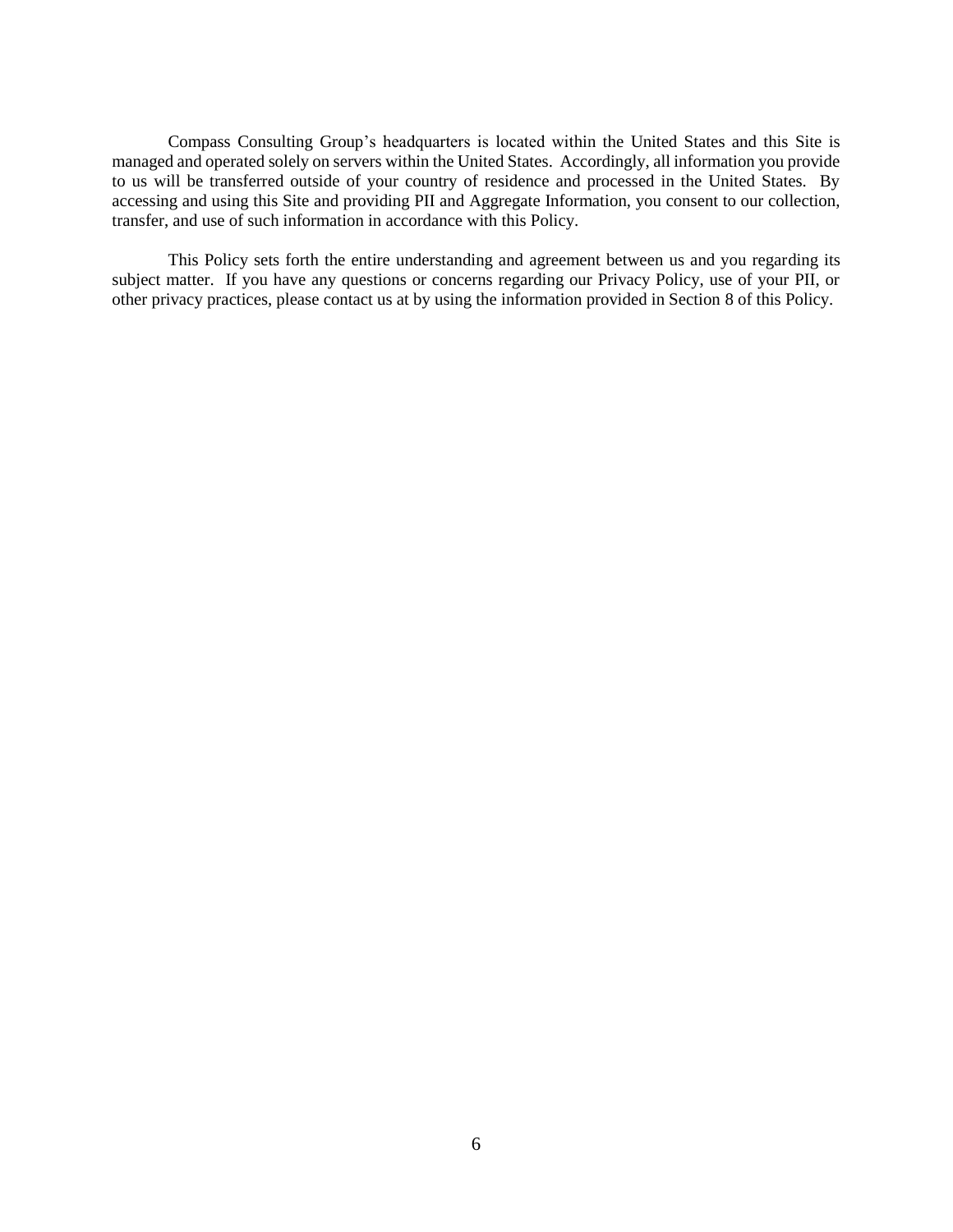Compass Consulting Group's headquarters is located within the United States and this Site is managed and operated solely on servers within the United States. Accordingly, all information you provide to us will be transferred outside of your country of residence and processed in the United States. By accessing and using this Site and providing PII and Aggregate Information, you consent to our collection, transfer, and use of such information in accordance with this Policy.

This Policy sets forth the entire understanding and agreement between us and you regarding its subject matter. If you have any questions or concerns regarding our Privacy Policy, use of your PII, or other privacy practices, please contact us at by using the information provided in Section 8 of this Policy.